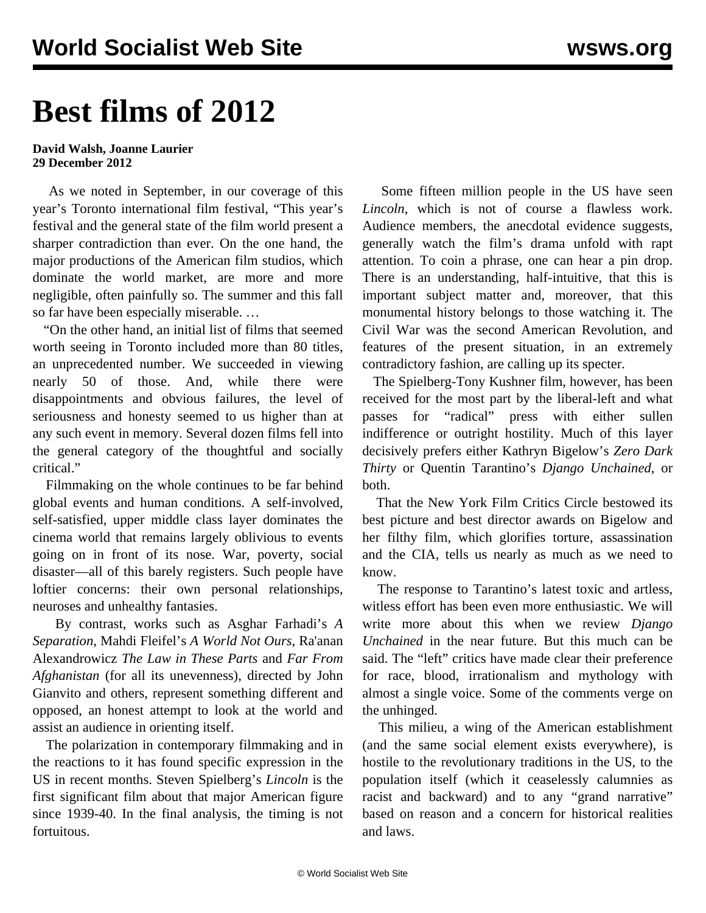# Best films of 2012

**David Walsh, Joanne Laurier**
**29 December 2012**

As we noted in September, in our coverage of this year's Toronto international film festival, "This year's festival and the general state of the film world present a sharper contradiction than ever. On the one hand, the major productions of the American film studios, which dominate the world market, are more and more negligible, often painfully so. The summer and this fall so far have been especially miserable. …

"On the other hand, an initial list of films that seemed worth seeing in Toronto included more than 80 titles, an unprecedented number. We succeeded in viewing nearly 50 of those. And, while there were disappointments and obvious failures, the level of seriousness and honesty seemed to us higher than at any such event in memory. Several dozen films fell into the general category of the thoughtful and socially critical."

Filmmaking on the whole continues to be far behind global events and human conditions. A self-involved, self-satisfied, upper middle class layer dominates the cinema world that remains largely oblivious to events going on in front of its nose. War, poverty, social disaster—all of this barely registers. Such people have loftier concerns: their own personal relationships, neuroses and unhealthy fantasies.

By contrast, works such as Asghar Farhadi's *A Separation*, Mahdi Fleifel's *A World Not Ours*, Ra'anan Alexandrowicz *The Law in These Parts* and *Far From Afghanistan* (for all its unevenness), directed by John Gianvito and others, represent something different and opposed, an honest attempt to look at the world and assist an audience in orienting itself.

The polarization in contemporary filmmaking and in the reactions to it has found specific expression in the US in recent months. Steven Spielberg's *Lincoln* is the first significant film about that major American figure since 1939-40. In the final analysis, the timing is not fortuitous.

Some fifteen million people in the US have seen *Lincoln*, which is not of course a flawless work. Audience members, the anecdotal evidence suggests, generally watch the film's drama unfold with rapt attention. To coin a phrase, one can hear a pin drop. There is an understanding, half-intuitive, that this is important subject matter and, moreover, that this monumental history belongs to those watching it. The Civil War was the second American Revolution, and features of the present situation, in an extremely contradictory fashion, are calling up its specter.

The Spielberg-Tony Kushner film, however, has been received for the most part by the liberal-left and what passes for "radical" press with either sullen indifference or outright hostility. Much of this layer decisively prefers either Kathryn Bigelow's *Zero Dark Thirty* or Quentin Tarantino's *Django Unchained*, or both.

That the New York Film Critics Circle bestowed its best picture and best director awards on Bigelow and her filthy film, which glorifies torture, assassination and the CIA, tells us nearly as much as we need to know.

The response to Tarantino's latest toxic and artless, witless effort has been even more enthusiastic. We will write more about this when we review *Django Unchained* in the near future. But this much can be said. The "left" critics have made clear their preference for race, blood, irrationalism and mythology with almost a single voice. Some of the comments verge on the unhinged.

This milieu, a wing of the American establishment (and the same social element exists everywhere), is hostile to the revolutionary traditions in the US, to the population itself (which it ceaselessly calumnies as racist and backward) and to any "grand narrative" based on reason and a concern for historical realities and laws.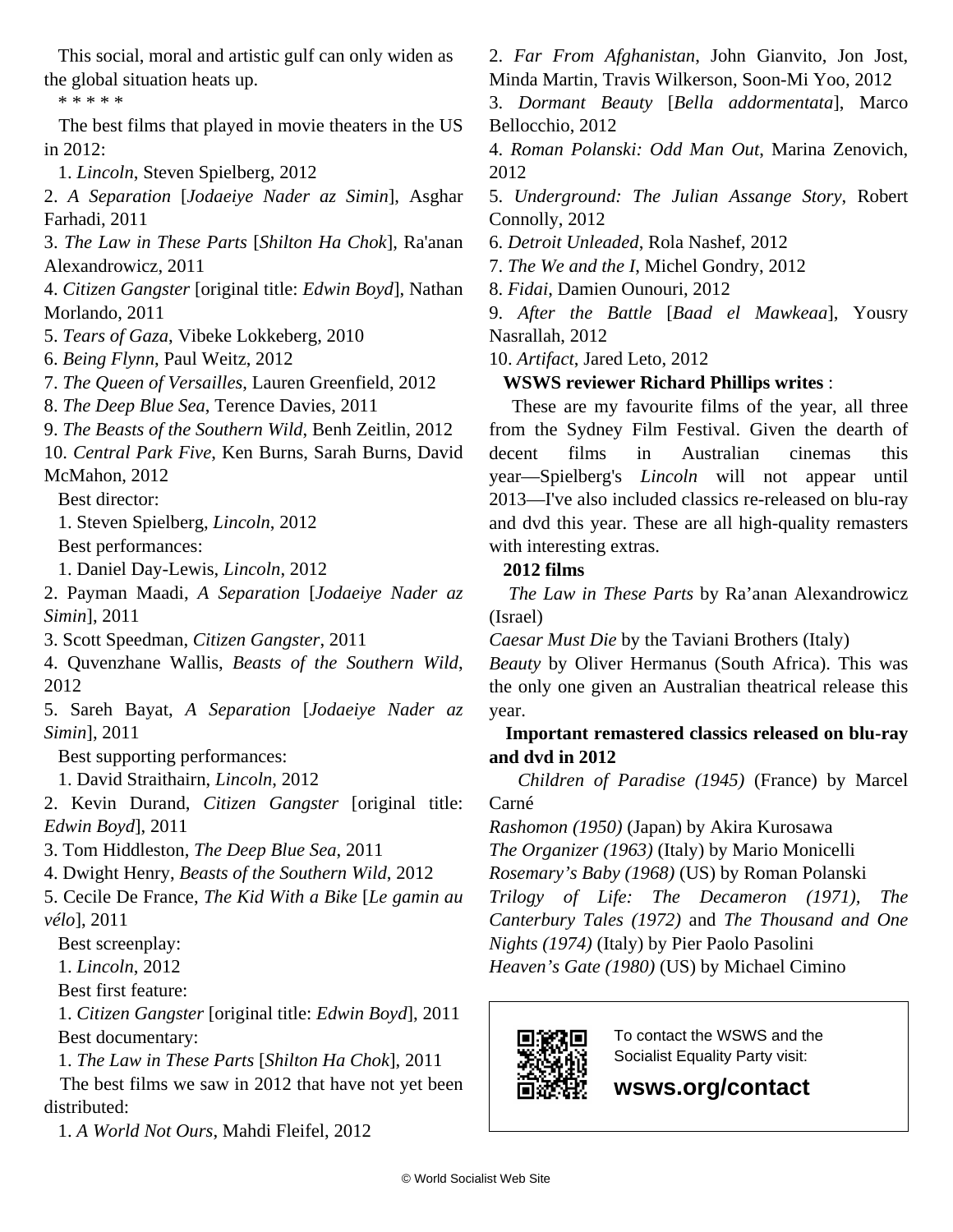This social, moral and artistic gulf can only widen as the global situation heats up.

\* \* \* \* \*

The best films that played in movie theaters in the US in 2012:

1. *Lincoln*, Steven Spielberg, 2012
2. *A Separation* [*Jodaeiye Nader az Simin*], Asghar Farhadi, 2011
3. *The Law in These Parts* [*Shilton Ha Chok*], Ra'anan Alexandrowicz, 2011
4. *Citizen Gangster* [original title: *Edwin Boyd*], Nathan Morlando, 2011
5. *Tears of Gaza*, Vibeke Lokkeberg, 2010
6. *Being Flynn*, Paul Weitz, 2012
7. *The Queen of Versailles*, Lauren Greenfield, 2012
8. *The Deep Blue Sea*, Terence Davies, 2011
9. *The Beasts of the Southern Wild*, Benh Zeitlin, 2012
10. *Central Park Five*, Ken Burns, Sarah Burns, David McMahon, 2012

Best director:

1. Steven Spielberg, *Lincoln*, 2012

Best performances:

1. Daniel Day-Lewis, *Lincoln*, 2012
2. Payman Maadi, *A Separation* [*Jodaeiye Nader az Simin*], 2011
3. Scott Speedman, *Citizen Gangster*, 2011
4. Quvenzhane Wallis, *Beasts of the Southern Wild*, 2012
5. Sareh Bayat, *A Separation* [*Jodaeiye Nader az Simin*], 2011

Best supporting performances:

1. David Straithairn, *Lincoln*, 2012
2. Kevin Durand, *Citizen Gangster* [original title: *Edwin Boyd*], 2011
3. Tom Hiddleston, *The Deep Blue Sea*, 2011
4. Dwight Henry, *Beasts of the Southern Wild*, 2012
5. Cecile De France, *The Kid With a Bike* [*Le gamin au vélo*], 2011

Best screenplay:

1. *Lincoln*, 2012

Best first feature:

1. *Citizen Gangster* [original title: *Edwin Boyd*], 2011

Best documentary:

1. *The Law in These Parts* [*Shilton Ha Chok*], 2011

The best films we saw in 2012 that have not yet been distributed:

1. *A World Not Ours*, Mahdi Fleifel, 2012
2. *Far From Afghanistan*, John Gianvito, Jon Jost, Minda Martin, Travis Wilkerson, Soon-Mi Yoo, 2012
3. *Dormant Beauty* [*Bella addormentata*], Marco Bellocchio, 2012
4. *Roman Polanski: Odd Man Out*, Marina Zenovich, 2012
5. *Underground: The Julian Assange Story*, Robert Connolly, 2012
6. *Detroit Unleaded*, Rola Nashef, 2012
7. *The We and the I*, Michel Gondry, 2012
8. *Fidai*, Damien Ounouri, 2012
9. *After the Battle* [*Baad el Mawkeaa*], Yousry Nasrallah, 2012
10. *Artifact*, Jared Leto, 2012

**WSWS reviewer Richard Phillips writes** :

These are my favourite films of the year, all three from the Sydney Film Festival. Given the dearth of decent films in Australian cinemas this year—Spielberg's *Lincoln* will not appear until 2013—I've also included classics re-released on blu-ray and dvd this year. These are all high-quality remasters with interesting extras.

**2012 films**

*The Law in These Parts* by Ra'anan Alexandrowicz (Israel)

*Caesar Must Die* by the Taviani Brothers (Italy)

*Beauty* by Oliver Hermanus (South Africa). This was the only one given an Australian theatrical release this year.

**Important remastered classics released on blu-ray and dvd in 2012**

*Children of Paradise (1945)* (France) by Marcel Carné

*Rashomon (1950)* (Japan) by Akira Kurosawa

*The Organizer (1963)* (Italy) by Mario Monicelli

*Rosemary's Baby (1968)* (US) by Roman Polanski

*Trilogy of Life: The Decameron (1971), The Canterbury Tales (1972)* and *The Thousand and One Nights (1974)* (Italy) by Pier Paolo Pasolini

*Heaven's Gate (1980)* (US) by Michael Cimino

To contact the WSWS and the Socialist Equality Party visit:

**wsws.org/contact**